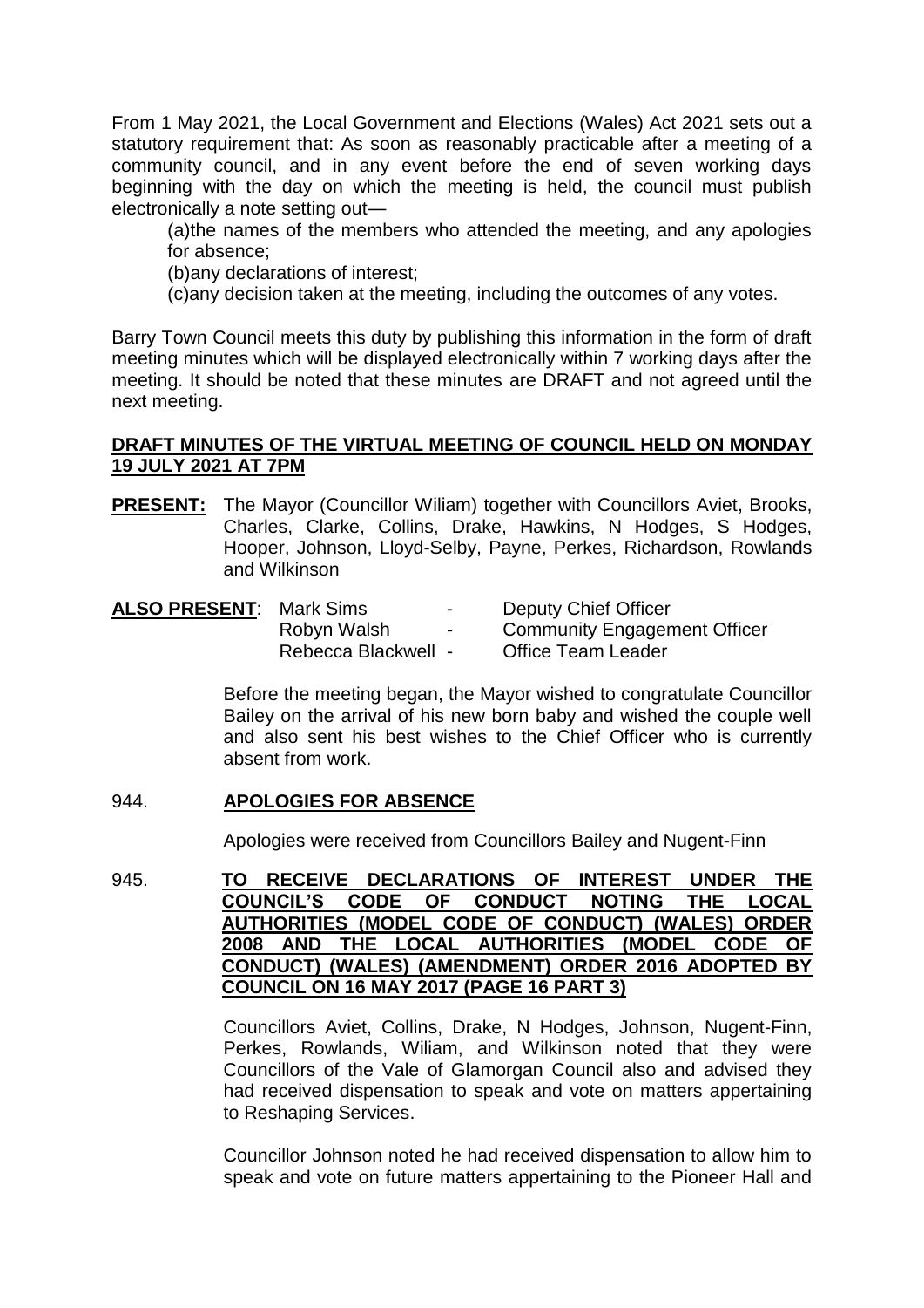From 1 May 2021, the Local Government and Elections (Wales) Act 2021 sets out a statutory requirement that: As soon as reasonably practicable after a meeting of a community council, and in any event before the end of seven working days beginning with the day on which the meeting is held, the council must publish electronically a note setting out—

(a)the names of the members who attended the meeting, and any apologies for absence;

(b)any declarations of interest;

(c)any decision taken at the meeting, including the outcomes of any votes.

Barry Town Council meets this duty by publishing this information in the form of draft meeting minutes which will be displayed electronically within 7 working days after the meeting. It should be noted that these minutes are DRAFT and not agreed until the next meeting.

**DRAFT MINUTES OF THE VIRTUAL MEETING OF COUNCIL HELD ON MONDAY 19 JULY 2021 AT 7PM**

**PRESENT:** The Mayor (Councillor Wiliam) together with Councillors Aviet, Brooks, Charles, Clarke, Collins, Drake, Hawkins, N Hodges, S Hodges, Hooper, Johnson, Lloyd-Selby, Payne, Perkes, Richardson, Rowlands and Wilkinson

**ALSO PRESENT**:

| | | |
|---|---|---|
| Mark Sims | - | Deputy Chief Officer |
| Robyn Walsh | - | Community Engagement Officer |
| Rebecca Blackwell | - | Office Team Leader |

Before the meeting began, the Mayor wished to congratulate Councillor Bailey on the arrival of his new born baby and wished the couple well and also sent his best wishes to the Chief Officer who is currently absent from work.

944. **APOLOGIES FOR ABSENCE**

Apologies were received from Councillors Bailey and Nugent-Finn

945. **TO RECEIVE DECLARATIONS OF INTEREST UNDER THE COUNCIL'S CODE OF CONDUCT NOTING THE LOCAL AUTHORITIES (MODEL CODE OF CONDUCT) (WALES) ORDER 2008 AND THE LOCAL AUTHORITIES (MODEL CODE OF CONDUCT) (WALES) (AMENDMENT) ORDER 2016 ADOPTED BY COUNCIL ON 16 MAY 2017 (PAGE 16 PART 3)**

Councillors Aviet, Collins, Drake, N Hodges, Johnson, Nugent-Finn, Perkes, Rowlands, Wiliam, and Wilkinson noted that they were Councillors of the Vale of Glamorgan Council also and advised they had received dispensation to speak and vote on matters appertaining to Reshaping Services.

Councillor Johnson noted he had received dispensation to allow him to speak and vote on future matters appertaining to the Pioneer Hall and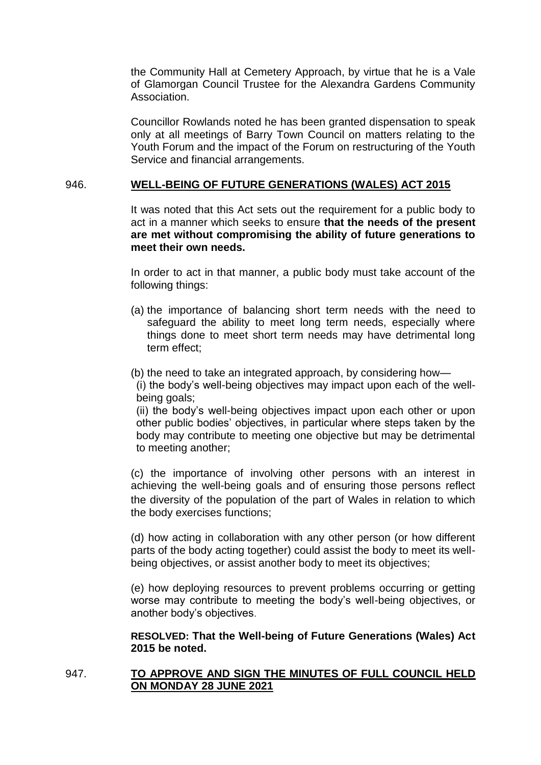the Community Hall at Cemetery Approach, by virtue that he is a Vale of Glamorgan Council Trustee for the Alexandra Gardens Community Association.

Councillor Rowlands noted he has been granted dispensation to speak only at all meetings of Barry Town Council on matters relating to the Youth Forum and the impact of the Forum on restructuring of the Youth Service and financial arrangements.

946. **WELL-BEING OF FUTURE GENERATIONS (WALES) ACT 2015**

It was noted that this Act sets out the requirement for a public body to act in a manner which seeks to ensure **that the needs of the present are met without compromising the ability of future generations to meet their own needs.**

In order to act in that manner, a public body must take account of the following things:

(a) the importance of balancing short term needs with the need to safeguard the ability to meet long term needs, especially where things done to meet short term needs may have detrimental long term effect;

(b) the need to take an integrated approach, by considering how—
(i) the body's well-being objectives may impact upon each of the well-being goals;
(ii) the body's well-being objectives impact upon each other or upon other public bodies' objectives, in particular where steps taken by the body may contribute to meeting one objective but may be detrimental to meeting another;

(c) the importance of involving other persons with an interest in achieving the well-being goals and of ensuring those persons reflect the diversity of the population of the part of Wales in relation to which the body exercises functions;

(d) how acting in collaboration with any other person (or how different parts of the body acting together) could assist the body to meet its well-being objectives, or assist another body to meet its objectives;

(e) how deploying resources to prevent problems occurring or getting worse may contribute to meeting the body's well-being objectives, or another body's objectives.

**RESOLVED: That the Well-being of Future Generations (Wales) Act 2015 be noted.**

947. **TO APPROVE AND SIGN THE MINUTES OF FULL COUNCIL HELD ON MONDAY 28 JUNE 2021**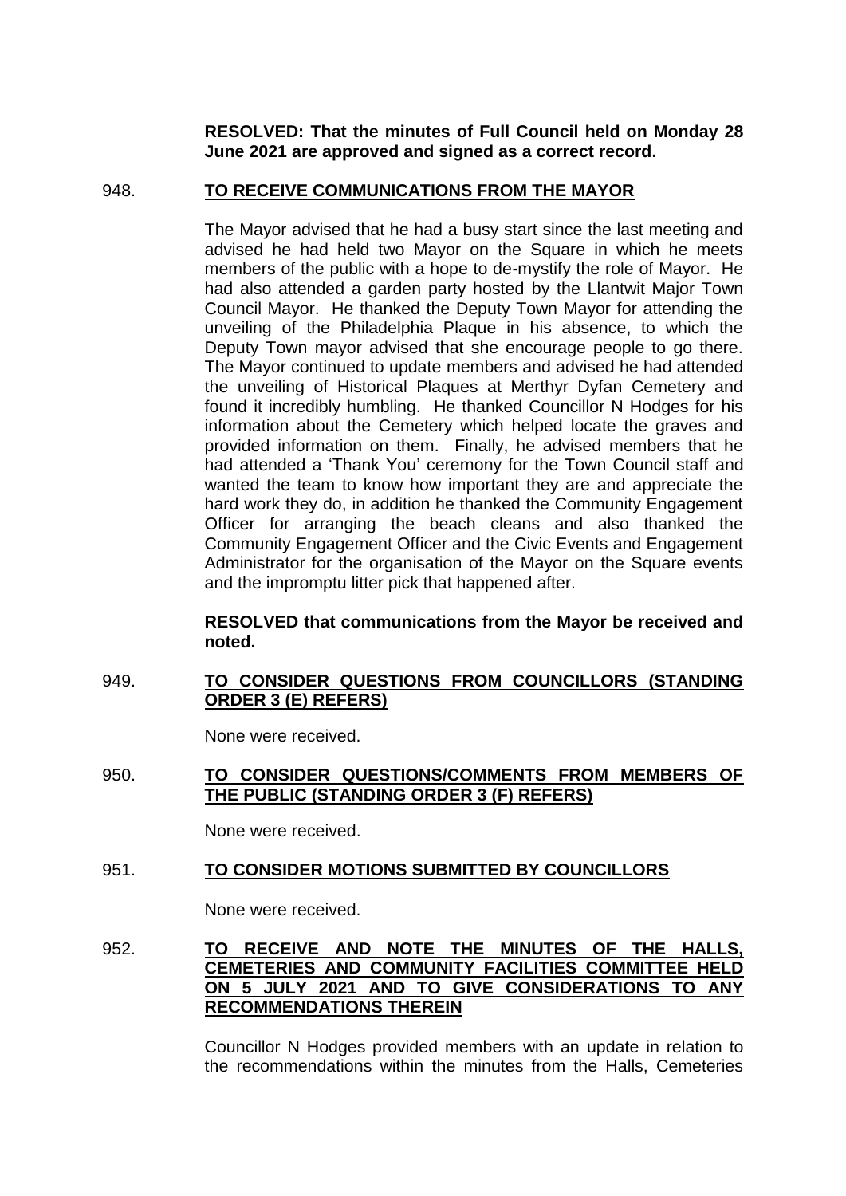**RESOLVED: That the minutes of Full Council held on Monday 28 June 2021 are approved and signed as a correct record.**

948. **TO RECEIVE COMMUNICATIONS FROM THE MAYOR**

The Mayor advised that he had a busy start since the last meeting and advised he had held two Mayor on the Square in which he meets members of the public with a hope to de-mystify the role of Mayor. He had also attended a garden party hosted by the Llantwit Major Town Council Mayor. He thanked the Deputy Town Mayor for attending the unveiling of the Philadelphia Plaque in his absence, to which the Deputy Town mayor advised that she encourage people to go there. The Mayor continued to update members and advised he had attended the unveiling of Historical Plaques at Merthyr Dyfan Cemetery and found it incredibly humbling. He thanked Councillor N Hodges for his information about the Cemetery which helped locate the graves and provided information on them. Finally, he advised members that he had attended a 'Thank You' ceremony for the Town Council staff and wanted the team to know how important they are and appreciate the hard work they do, in addition he thanked the Community Engagement Officer for arranging the beach cleans and also thanked the Community Engagement Officer and the Civic Events and Engagement Administrator for the organisation of the Mayor on the Square events and the impromptu litter pick that happened after.

**RESOLVED that communications from the Mayor be received and noted.**

949. **TO CONSIDER QUESTIONS FROM COUNCILLORS (STANDING ORDER 3 (E) REFERS)**

None were received.

950. **TO CONSIDER QUESTIONS/COMMENTS FROM MEMBERS OF THE PUBLIC (STANDING ORDER 3 (F) REFERS)**

None were received.

951. **TO CONSIDER MOTIONS SUBMITTED BY COUNCILLORS**

None were received.

952. **TO RECEIVE AND NOTE THE MINUTES OF THE HALLS, CEMETERIES AND COMMUNITY FACILITIES COMMITTEE HELD ON 5 JULY 2021 AND TO GIVE CONSIDERATIONS TO ANY RECOMMENDATIONS THEREIN**

Councillor N Hodges provided members with an update in relation to the recommendations within the minutes from the Halls, Cemeteries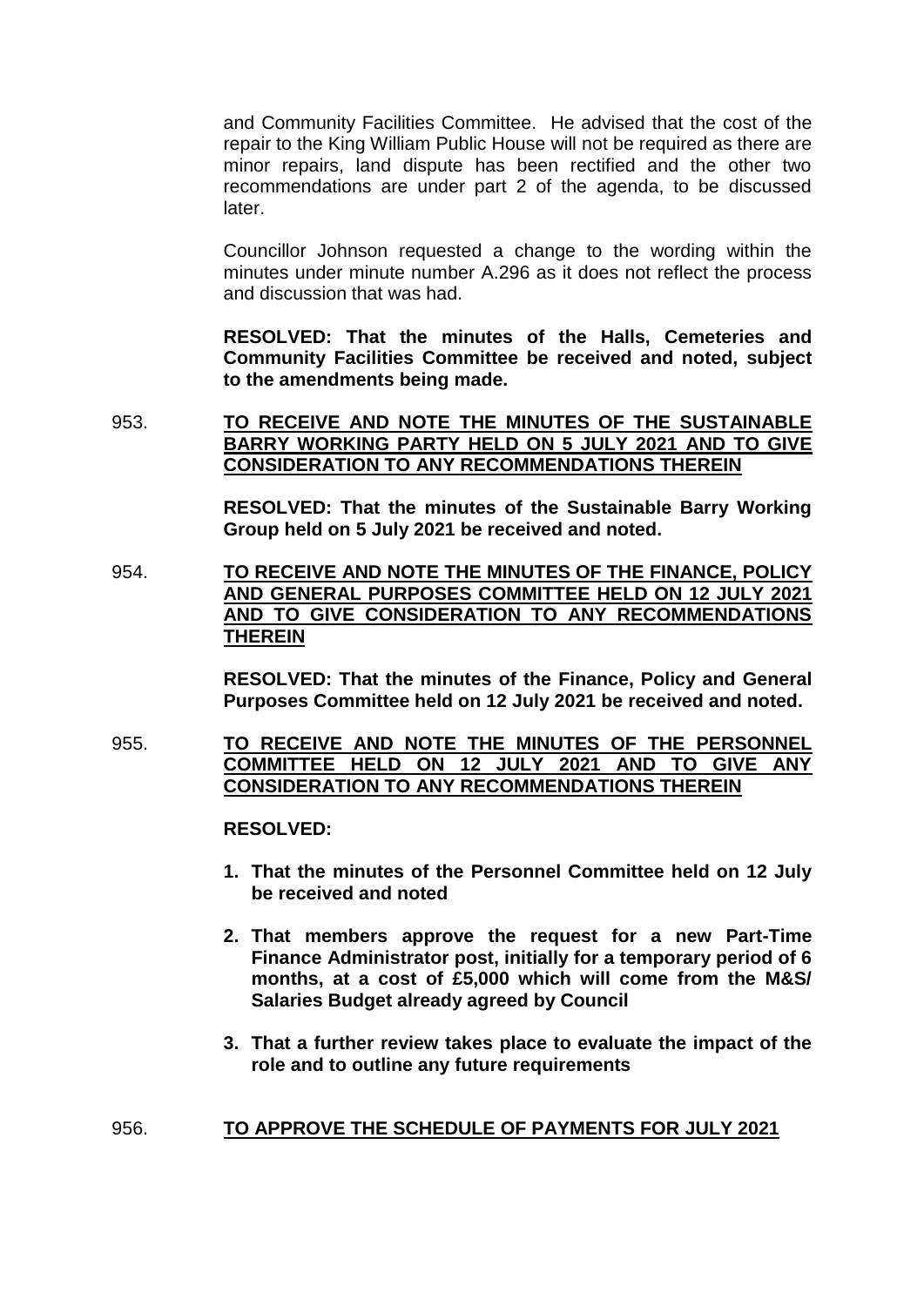and Community Facilities Committee. He advised that the cost of the repair to the King William Public House will not be required as there are minor repairs, land dispute has been rectified and the other two recommendations are under part 2 of the agenda, to be discussed later.

Councillor Johnson requested a change to the wording within the minutes under minute number A.296 as it does not reflect the process and discussion that was had.

**RESOLVED: That the minutes of the Halls, Cemeteries and Community Facilities Committee be received and noted, subject to the amendments being made.**

953. **TO RECEIVE AND NOTE THE MINUTES OF THE SUSTAINABLE BARRY WORKING PARTY HELD ON 5 JULY 2021 AND TO GIVE CONSIDERATION TO ANY RECOMMENDATIONS THEREIN**

**RESOLVED: That the minutes of the Sustainable Barry Working Group held on 5 July 2021 be received and noted.**

954. **TO RECEIVE AND NOTE THE MINUTES OF THE FINANCE, POLICY AND GENERAL PURPOSES COMMITTEE HELD ON 12 JULY 2021 AND TO GIVE CONSIDERATION TO ANY RECOMMENDATIONS THEREIN**

**RESOLVED: That the minutes of the Finance, Policy and General Purposes Committee held on 12 July 2021 be received and noted.**

955. **TO RECEIVE AND NOTE THE MINUTES OF THE PERSONNEL COMMITTEE HELD ON 12 JULY 2021 AND TO GIVE ANY CONSIDERATION TO ANY RECOMMENDATIONS THEREIN**

**RESOLVED:**

1. **That the minutes of the Personnel Committee held on 12 July be received and noted**
2. **That members approve the request for a new Part-Time Finance Administrator post, initially for a temporary period of 6 months, at a cost of £5,000 which will come from the M&S/ Salaries Budget already agreed by Council**
3. **That a further review takes place to evaluate the impact of the role and to outline any future requirements**

956. **TO APPROVE THE SCHEDULE OF PAYMENTS FOR JULY 2021**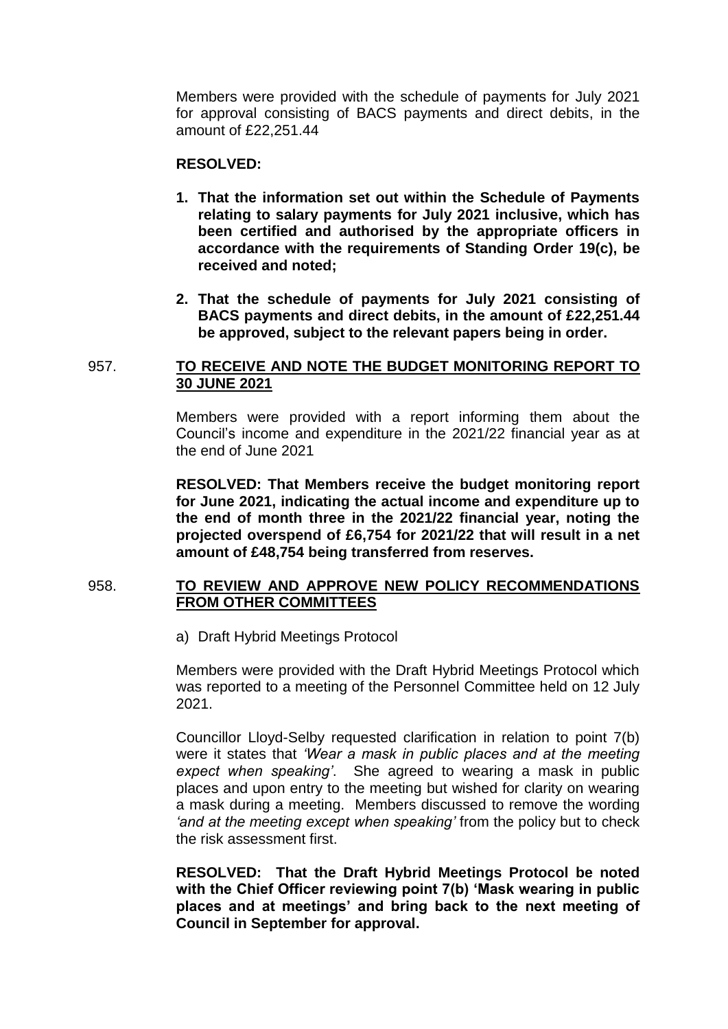Members were provided with the schedule of payments for July 2021 for approval consisting of BACS payments and direct debits, in the amount of £22,251.44

**RESOLVED:**

1. **That the information set out within the Schedule of Payments relating to salary payments for July 2021 inclusive, which has been certified and authorised by the appropriate officers in accordance with the requirements of Standing Order 19(c), be received and noted;**

2. **That the schedule of payments for July 2021 consisting of BACS payments and direct debits, in the amount of £22,251.44 be approved, subject to the relevant papers being in order.**

## 957. TO RECEIVE AND NOTE THE BUDGET MONITORING REPORT TO 30 JUNE 2021

Members were provided with a report informing them about the Council's income and expenditure in the 2021/22 financial year as at the end of June 2021

**RESOLVED: That Members receive the budget monitoring report for June 2021, indicating the actual income and expenditure up to the end of month three in the 2021/22 financial year, noting the projected overspend of £6,754 for 2021/22 that will result in a net amount of £48,754 being transferred from reserves.**

## 958. TO REVIEW AND APPROVE NEW POLICY RECOMMENDATIONS FROM OTHER COMMITTEES

a) Draft Hybrid Meetings Protocol

Members were provided with the Draft Hybrid Meetings Protocol which was reported to a meeting of the Personnel Committee held on 12 July 2021.

Councillor Lloyd-Selby requested clarification in relation to point 7(b) were it states that *'Wear a mask in public places and at the meeting expect when speaking'*. She agreed to wearing a mask in public places and upon entry to the meeting but wished for clarity on wearing a mask during a meeting. Members discussed to remove the wording *'and at the meeting except when speaking'* from the policy but to check the risk assessment first.

**RESOLVED: That the Draft Hybrid Meetings Protocol be noted with the Chief Officer reviewing point 7(b) 'Mask wearing in public places and at meetings' and bring back to the next meeting of Council in September for approval.**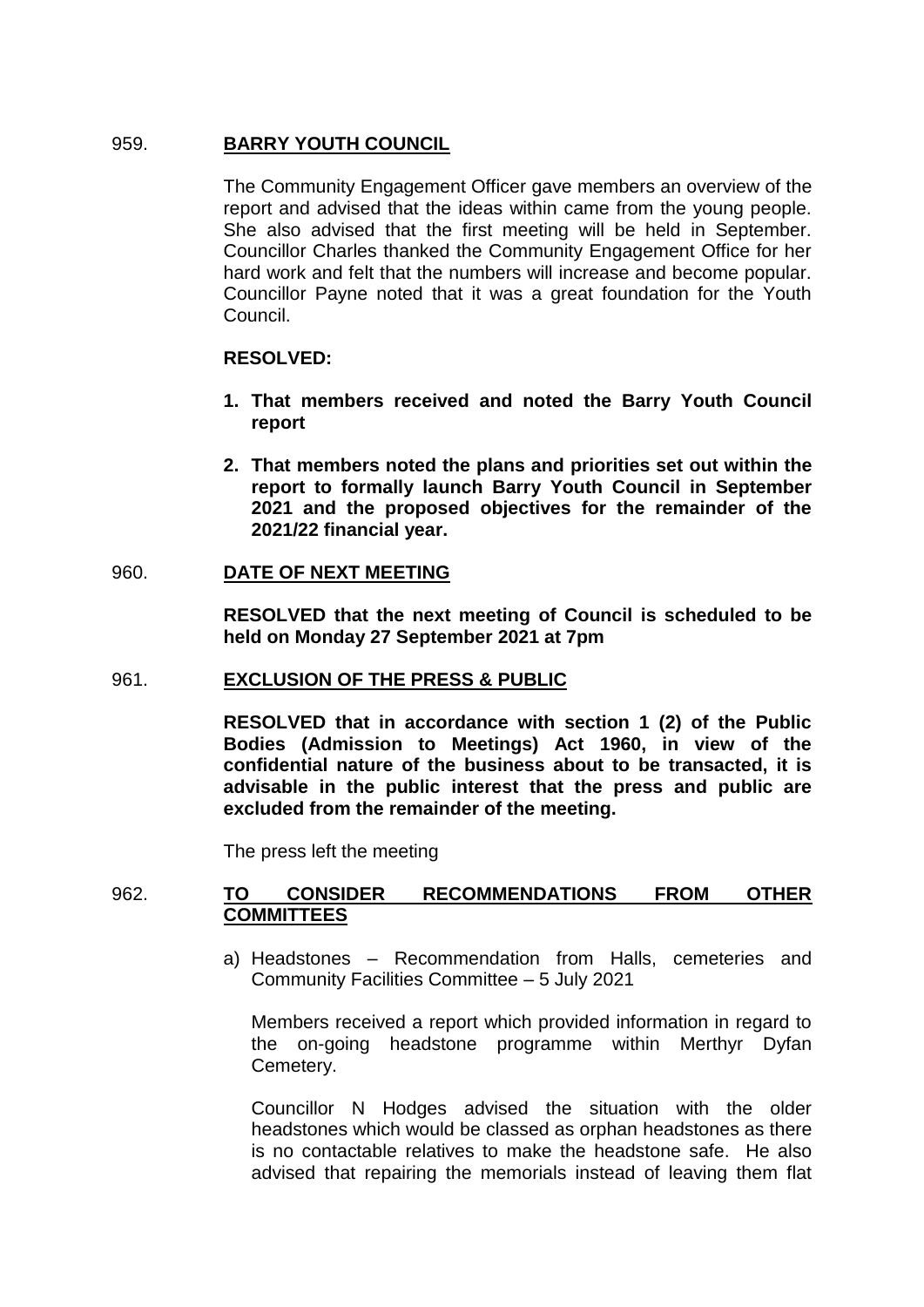959. **BARRY YOUTH COUNCIL**

The Community Engagement Officer gave members an overview of the report and advised that the ideas within came from the young people. She also advised that the first meeting will be held in September. Councillor Charles thanked the Community Engagement Office for her hard work and felt that the numbers will increase and become popular. Councillor Payne noted that it was a great foundation for the Youth Council.

**RESOLVED:**

1. **That members received and noted the Barry Youth Council report**
2. **That members noted the plans and priorities set out within the report to formally launch Barry Youth Council in September 2021 and the proposed objectives for the remainder of the 2021/22 financial year.**

960. **DATE OF NEXT MEETING**

**RESOLVED that the next meeting of Council is scheduled to be held on Monday 27 September 2021 at 7pm**

961. **EXCLUSION OF THE PRESS & PUBLIC**

**RESOLVED that in accordance with section 1 (2) of the Public Bodies (Admission to Meetings) Act 1960, in view of the confidential nature of the business about to be transacted, it is advisable in the public interest that the press and public are excluded from the remainder of the meeting.**

The press left the meeting

962. **TO CONSIDER RECOMMENDATIONS FROM OTHER COMMITTEES**

a) Headstones – Recommendation from Halls, cemeteries and Community Facilities Committee – 5 July 2021

Members received a report which provided information in regard to the on-going headstone programme within Merthyr Dyfan Cemetery.

Councillor N Hodges advised the situation with the older headstones which would be classed as orphan headstones as there is no contactable relatives to make the headstone safe. He also advised that repairing the memorials instead of leaving them flat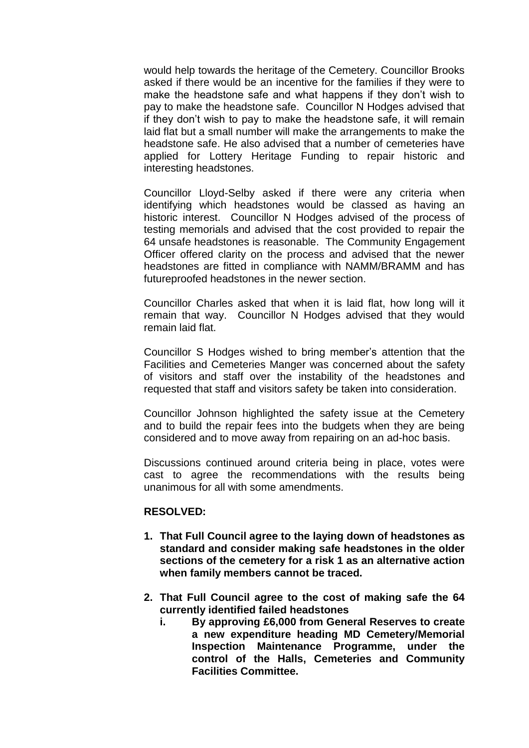would help towards the heritage of the Cemetery. Councillor Brooks asked if there would be an incentive for the families if they were to make the headstone safe and what happens if they don't wish to pay to make the headstone safe. Councillor N Hodges advised that if they don't wish to pay to make the headstone safe, it will remain laid flat but a small number will make the arrangements to make the headstone safe. He also advised that a number of cemeteries have applied for Lottery Heritage Funding to repair historic and interesting headstones.

Councillor Lloyd-Selby asked if there were any criteria when identifying which headstones would be classed as having an historic interest. Councillor N Hodges advised of the process of testing memorials and advised that the cost provided to repair the 64 unsafe headstones is reasonable. The Community Engagement Officer offered clarity on the process and advised that the newer headstones are fitted in compliance with NAMM/BRAMM and has futureproofed headstones in the newer section.

Councillor Charles asked that when it is laid flat, how long will it remain that way. Councillor N Hodges advised that they would remain laid flat.

Councillor S Hodges wished to bring member's attention that the Facilities and Cemeteries Manger was concerned about the safety of visitors and staff over the instability of the headstones and requested that staff and visitors safety be taken into consideration.

Councillor Johnson highlighted the safety issue at the Cemetery and to build the repair fees into the budgets when they are being considered and to move away from repairing on an ad-hoc basis.

Discussions continued around criteria being in place, votes were cast to agree the recommendations with the results being unanimous for all with some amendments.

**RESOLVED:**

1. **That Full Council agree to the laying down of headstones as standard and consider making safe headstones in the older sections of the cemetery for a risk 1 as an alternative action when family members cannot be traced.**

2. **That Full Council agree to the cost of making safe the 64 currently identified failed headstones**
   i. **By approving £6,000 from General Reserves to create a new expenditure heading MD Cemetery/Memorial Inspection Maintenance Programme, under the control of the Halls, Cemeteries and Community Facilities Committee.**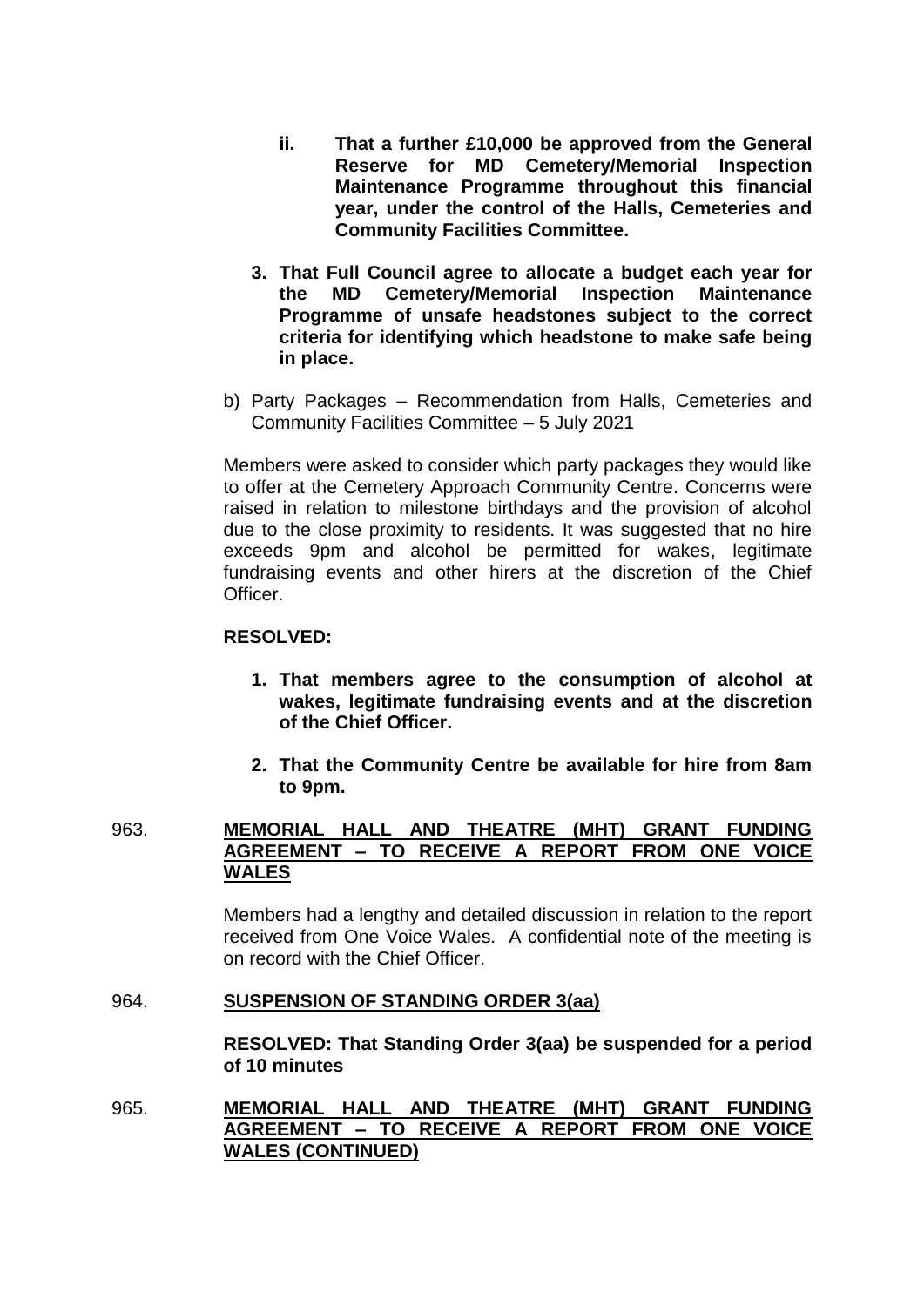ii. **That a further £10,000 be approved from the General Reserve for MD Cemetery/Memorial Inspection Maintenance Programme throughout this financial year, under the control of the Halls, Cemeteries and Community Facilities Committee.**

3. **That Full Council agree to allocate a budget each year for the MD Cemetery/Memorial Inspection Maintenance Programme of unsafe headstones subject to the correct criteria for identifying which headstone to make safe being in place.**

b) Party Packages – Recommendation from Halls, Cemeteries and Community Facilities Committee – 5 July 2021

Members were asked to consider which party packages they would like to offer at the Cemetery Approach Community Centre. Concerns were raised in relation to milestone birthdays and the provision of alcohol due to the close proximity to residents. It was suggested that no hire exceeds 9pm and alcohol be permitted for wakes, legitimate fundraising events and other hirers at the discretion of the Chief Officer.

**RESOLVED:**

1. **That members agree to the consumption of alcohol at wakes, legitimate fundraising events and at the discretion of the Chief Officer.**
2. **That the Community Centre be available for hire from 8am to 9pm.**

963. **MEMORIAL HALL AND THEATRE (MHT) GRANT FUNDING AGREEMENT – TO RECEIVE A REPORT FROM ONE VOICE WALES**

Members had a lengthy and detailed discussion in relation to the report received from One Voice Wales. A confidential note of the meeting is on record with the Chief Officer.

964. **SUSPENSION OF STANDING ORDER 3(aa)**

**RESOLVED: That Standing Order 3(aa) be suspended for a period of 10 minutes**

965. **MEMORIAL HALL AND THEATRE (MHT) GRANT FUNDING AGREEMENT – TO RECEIVE A REPORT FROM ONE VOICE WALES (CONTINUED)**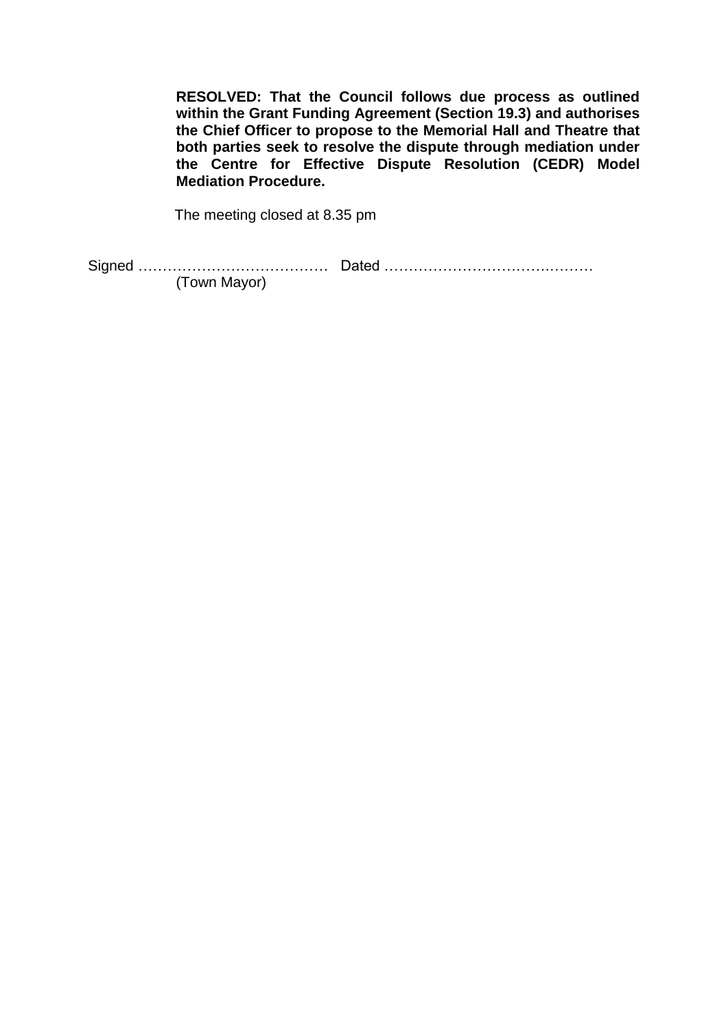**RESOLVED: That the Council follows due process as outlined within the Grant Funding Agreement (Section 19.3) and authorises the Chief Officer to propose to the Memorial Hall and Theatre that both parties seek to resolve the dispute through mediation under the Centre for Effective Dispute Resolution (CEDR) Model Mediation Procedure.**

The meeting closed at 8.35 pm

Signed ………………………………… Dated ……………………………………
(Town Mayor)